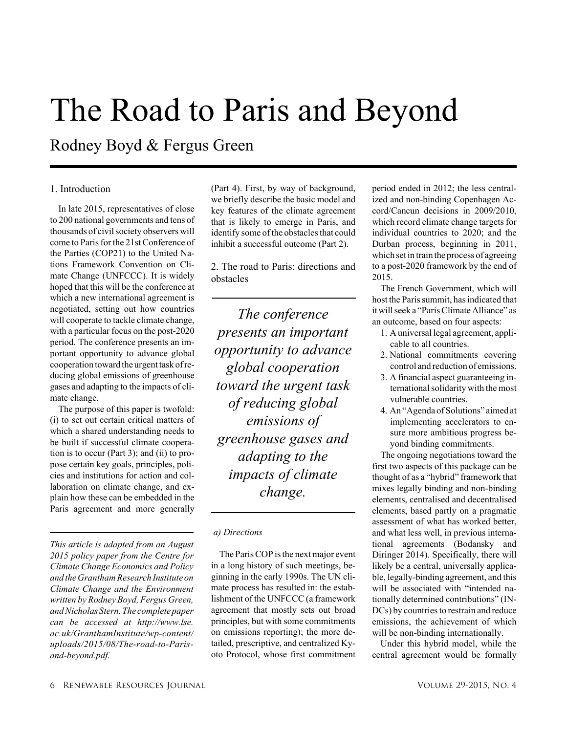# The Road to Paris and Beyond

Rodney Boyd & Fergus Green

## 1. Introduction

In late 2015, representatives of close to 200 national governments and tens of thousands of civil society observers will come to Paris for the 21st Conference of the Parties (COP21) to the United Nations Framework Convention on Climate Change (UNFCCC). It is widely hoped that this will be the conference at which a new international agreement is negotiated, setting out how countries will cooperate to tackle climate change, with a particular focus on the post-2020 period. The conference presents an important opportunity to advance global cooperation toward the urgent task of reducing global emissions of greenhouse gases and adapting to the impacts of climate change.

The purpose of this paper is twofold: (i) to set out certain critical matters of which a shared understanding needs to be built if successful climate cooperation is to occur (Part 3); and (ii) to propose certain key goals, principles, policies and institutions for action and collaboration on climate change, and explain how these can be embedded in the Paris agreement and more generally (Part 4). First, by way of background, we briefly describe the basic model and key features of the climate agreement that is likely to emerge in Paris, and identify some of the obstacles that could inhibit a successful outcome (Part 2).

*This article is adapted from an August 2015 policy paper from the Centre for Climate Change Economics and Policy and the Grantham Research Institute on Climate Change and the Environment written by Rodney Boyd, Fergus Green, and Nicholas Stern. The complete paper can be accessed at http://www.lse.ac.uk/GranthamInstitute/wp-content/uploads/2015/08/The-road-to-Paris-and-beyond.pdf.*

## 2. The road to Paris: directions and obstacles

> *The conference presents an important opportunity to advance global cooperation toward the urgent task of reducing global emissions of greenhouse gases and adapting to the impacts of climate change.*

### a) Directions

The Paris COP is the next major event in a long history of such meetings, beginning in the early 1990s. The UN climate process has resulted in: the establishment of the UNFCCC (a framework agreement that mostly sets out broad principles, but with some commitments on emissions reporting); the more detailed, prescriptive, and centralized Kyoto Protocol, whose first commitment period ended in 2012; the less centralized and non-binding Copenhagen Accord/Cancun decisions in 2009/2010, which record climate change targets for individual countries to 2020; and the Durban process, beginning in 2011, which set in train the process of agreeing to a post-2020 framework by the end of 2015.

The French Government, which will host the Paris summit, has indicated that it will seek a "Paris Climate Alliance" as an outcome, based on four aspects:

1. A universal legal agreement, applicable to all countries.
2. National commitments covering control and reduction of emissions.
3. A financial aspect guaranteeing international solidarity with the most vulnerable countries.
4. An "Agenda of Solutions" aimed at implementing accelerators to ensure more ambitious progress beyond binding commitments.

The ongoing negotiations toward the first two aspects of this package can be thought of as a "hybrid" framework that mixes legally binding and non-binding elements, centralised and decentralised elements, based partly on a pragmatic assessment of what has worked better, and what less well, in previous international agreements (Bodansky and Diringer 2014). Specifically, there will likely be a central, universally applicable, legally-binding agreement, and this will be associated with "intended nationally determined contributions" (INDCs) by countries to restrain and reduce emissions, the achievement of which will be non-binding internationally.

Under this hybrid model, while the central agreement would be formally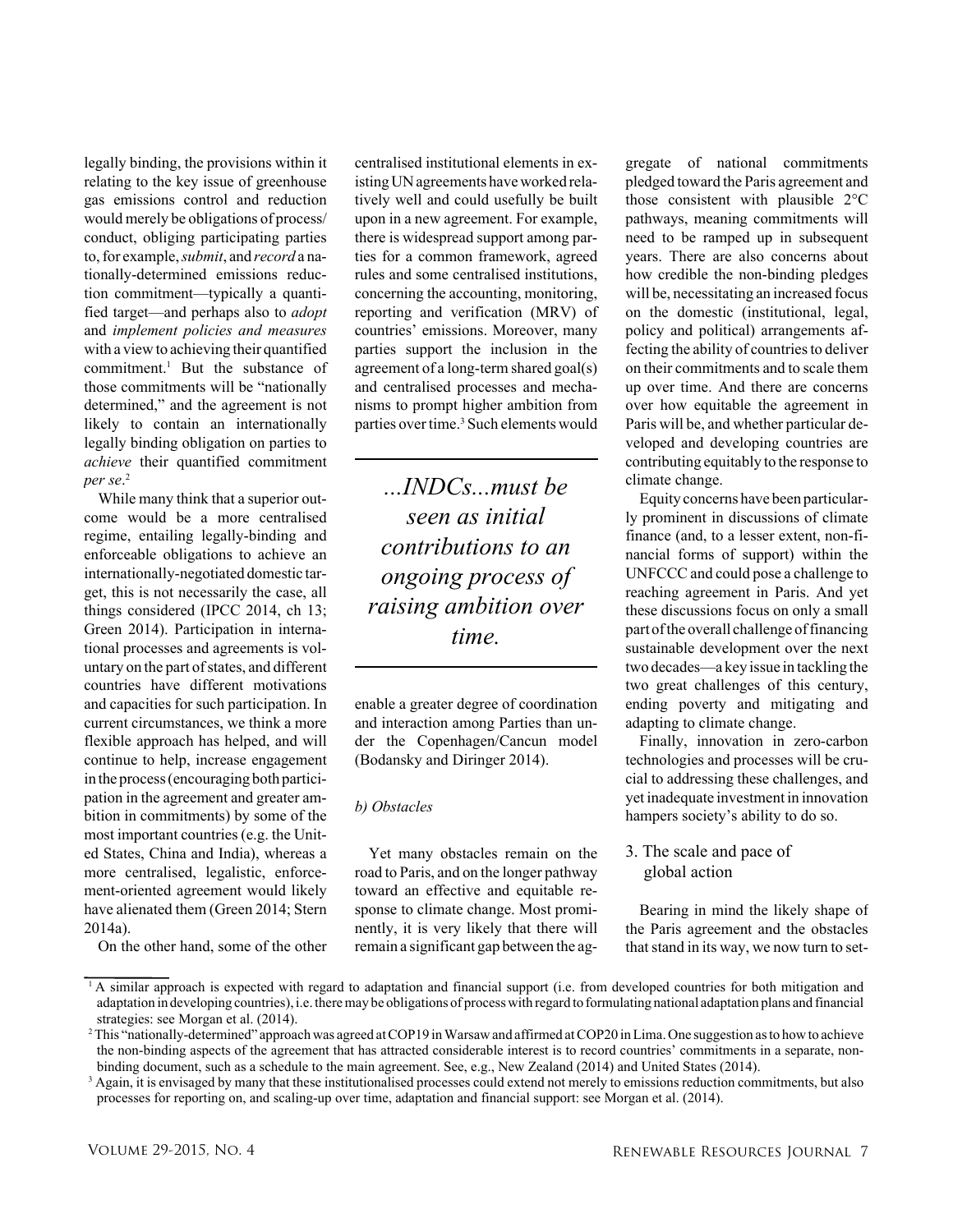legally binding, the provisions within it relating to the key issue of greenhouse gas emissions control and reduction would merely be obligations of process/conduct, obliging participating parties to, for example, *submit*, and *record* a nationally-determined emissions reduction commitment—typically a quantified target—and perhaps also to *adopt* and *implement policies and measures* with a view to achieving their quantified commitment.[1] But the substance of those commitments will be "nationally determined," and the agreement is not likely to contain an internationally legally binding obligation on parties to *achieve* their quantified commitment *per se*.[2]

While many think that a superior outcome would be a more centralised regime, entailing legally-binding and enforceable obligations to achieve an internationally-negotiated domestic target, this is not necessarily the case, all things considered (IPCC 2014, ch 13; Green 2014). Participation in international processes and agreements is voluntary on the part of states, and different countries have different motivations and capacities for such participation. In current circumstances, we think a more flexible approach has helped, and will continue to help, increase engagement in the process (encouraging both participation in the agreement and greater ambition in commitments) by some of the most important countries (e.g. the United States, China and India), whereas a more centralised, legalistic, enforcement-oriented agreement would likely have alienated them (Green 2014; Stern 2014a).

On the other hand, some of the other centralised institutional elements in existing UN agreements have worked relatively well and could usefully be built upon in a new agreement. For example, there is widespread support among parties for a common framework, agreed rules and some centralised institutions, concerning the accounting, monitoring, reporting and verification (MRV) of countries' emissions. Moreover, many parties support the inclusion in the agreement of a long-term shared goal(s) and centralised processes and mechanisms to prompt higher ambition from parties over time.[3] Such elements would enable a greater degree of coordination and interaction among Parties than under the Copenhagen/Cancun model (Bodansky and Diringer 2014).

> *...INDCs...must be seen as initial contributions to an ongoing process of raising ambition over time.*

*b) Obstacles*

Yet many obstacles remain on the road to Paris, and on the longer pathway toward an effective and equitable response to climate change. Most prominently, it is very likely that there will remain a significant gap between the aggregate of national commitments pledged toward the Paris agreement and those consistent with plausible 2°C pathways, meaning commitments will need to be ramped up in subsequent years. There are also concerns about how credible the non-binding pledges will be, necessitating an increased focus on the domestic (institutional, legal, policy and political) arrangements affecting the ability of countries to deliver on their commitments and to scale them up over time. And there are concerns over how equitable the agreement in Paris will be, and whether particular developed and developing countries are contributing equitably to the response to climate change.

Equity concerns have been particularly prominent in discussions of climate finance (and, to a lesser extent, non-financial forms of support) within the UNFCCC and could pose a challenge to reaching agreement in Paris. And yet these discussions focus on only a small part of the overall challenge of financing sustainable development over the next two decades—a key issue in tackling the two great challenges of this century, ending poverty and mitigating and adapting to climate change.

Finally, innovation in zero-carbon technologies and processes will be crucial to addressing these challenges, and yet inadequate investment in innovation hampers society's ability to do so.

## 3. The scale and pace of global action

Bearing in mind the likely shape of the Paris agreement and the obstacles that stand in its way, we now turn to set-

---

[1] A similar approach is expected with regard to adaptation and financial support (i.e. from developed countries for both mitigation and adaptation in developing countries), i.e. there may be obligations of process with regard to formulating national adaptation plans and financial strategies: see Morgan et al. (2014).

[2] This "nationally-determined" approach was agreed at COP19 in Warsaw and affirmed at COP20 in Lima. One suggestion as to how to achieve the non-binding aspects of the agreement that has attracted considerable interest is to record countries' commitments in a separate, non-binding document, such as a schedule to the main agreement. See, e.g., New Zealand (2014) and United States (2014).

[3] Again, it is envisaged by many that these institutionalised processes could extend not merely to emissions reduction commitments, but also processes for reporting on, and scaling-up over time, adaptation and financial support: see Morgan et al. (2014).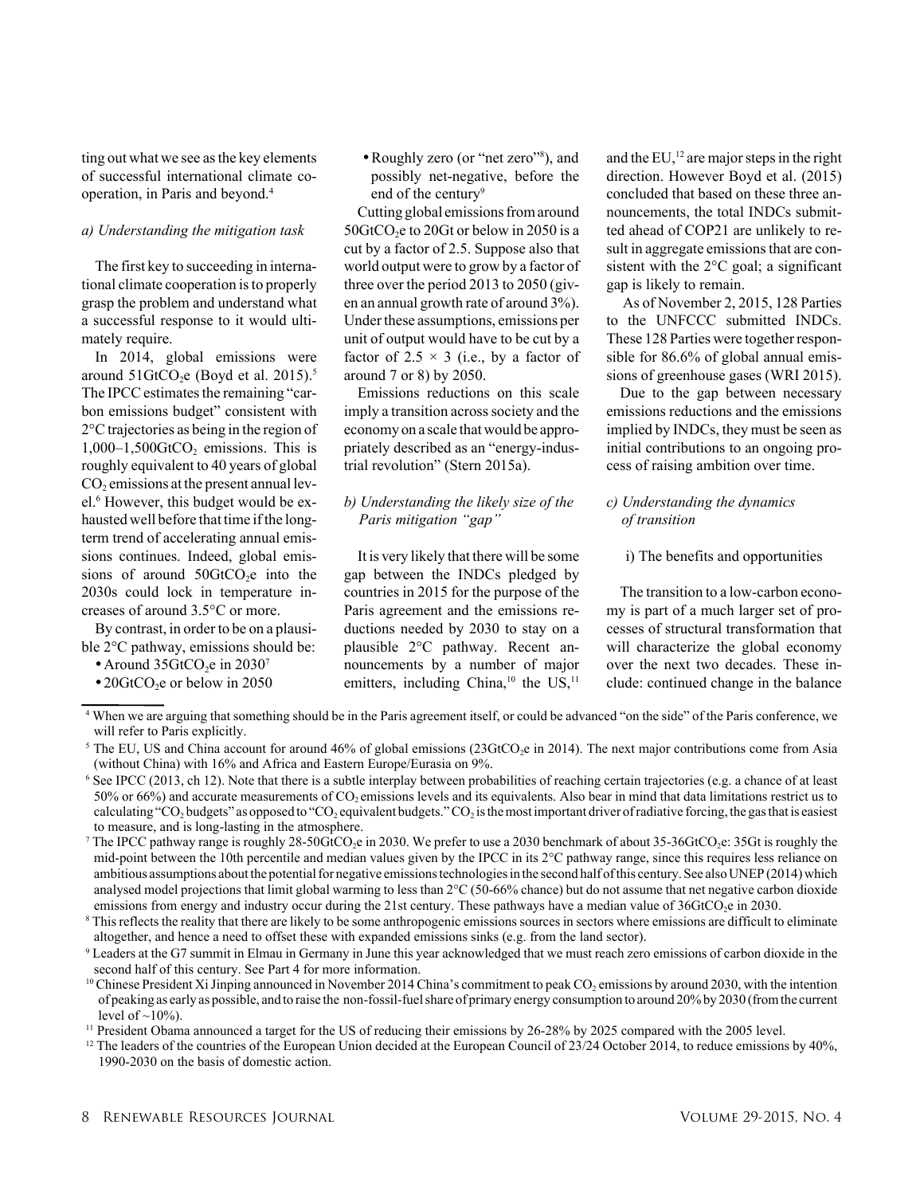ting out what we see as the key elements of successful international climate cooperation, in Paris and beyond.[4]

*a) Understanding the mitigation task*

The first key to succeeding in international climate cooperation is to properly grasp the problem and understand what a successful response to it would ultimately require.

In 2014, global emissions were around 51Gt$CO_2$e (Boyd et al. 2015).[5] The IPCC estimates the remaining "carbon emissions budget" consistent with 2°C trajectories as being in the region of 1,000–1,500Gt$CO_2$ emissions. This is roughly equivalent to 40 years of global $CO_2$ emissions at the present annual level.[6] However, this budget would be exhausted well before that time if the long-term trend of accelerating annual emissions continues. Indeed, global emissions of around 50Gt$CO_2$e into the 2030s could lock in temperature increases of around 3.5°C or more.

By contrast, in order to be on a plausible 2°C pathway, emissions should be:

- Around 35Gt$CO_2$e in 2030[7]
- 20Gt$CO_2$e or below in 2050
- Roughly zero (or "net zero"[8]), and possibly net-negative, before the end of the century[9]

Cutting global emissions from around 50Gt$CO_2$e to 20Gt or below in 2050 is a cut by a factor of 2.5. Suppose also that world output were to grow by a factor of three over the period 2013 to 2050 (given an annual growth rate of around 3%). Under these assumptions, emissions per unit of output would have to be cut by a factor of $2.5 \times 3$ (i.e., by a factor of around 7 or 8) by 2050.

Emissions reductions on this scale imply a transition across society and the economy on a scale that would be appropriately described as an "energy-industrial revolution" (Stern 2015a).

*b) Understanding the likely size of the Paris mitigation "gap"*

It is very likely that there will be some gap between the INDCs pledged by countries in 2015 for the purpose of the Paris agreement and the emissions reductions needed by 2030 to stay on a plausible 2°C pathway. Recent announcements by a number of major emitters, including China,[10] the US,[11] and the EU,[12] are major steps in the right direction. However Boyd et al. (2015) concluded that based on these three announcements, the total INDCs submitted ahead of COP21 are unlikely to result in aggregate emissions that are consistent with the 2°C goal; a significant gap is likely to remain.

As of November 2, 2015, 128 Parties to the UNFCCC submitted INDCs. These 128 Parties were together responsible for 86.6% of global annual emissions of greenhouse gases (WRI 2015).

Due to the gap between necessary emissions reductions and the emissions implied by INDCs, they must be seen as initial contributions to an ongoing process of raising ambition over time.

*c) Understanding the dynamics of transition*

i) The benefits and opportunities

The transition to a low-carbon economy is part of a much larger set of processes of structural transformation that will characterize the global economy over the next two decades. These include: continued change in the balance

---

[4] When we are arguing that something should be in the Paris agreement itself, or could be advanced "on the side" of the Paris conference, we will refer to Paris explicitly.

[5] The EU, US and China account for around 46% of global emissions (23Gt$CO_2$e in 2014). The next major contributions come from Asia (without China) with 16% and Africa and Eastern Europe/Eurasia on 9%.

[6] See IPCC (2013, ch 12). Note that there is a subtle interplay between probabilities of reaching certain trajectories (e.g. a chance of at least 50% or 66%) and accurate measurements of $CO_2$ emissions levels and its equivalents. Also bear in mind that data limitations restrict us to calculating "$CO_2$ budgets" as opposed to "$CO_2$ equivalent budgets." $CO_2$ is the most important driver of radiative forcing, the gas that is easiest to measure, and is long-lasting in the atmosphere.

[7] The IPCC pathway range is roughly 28-50Gt$CO_2$e in 2030. We prefer to use a 2030 benchmark of about 35-36Gt$CO_2$e: 35Gt is roughly the mid-point between the 10th percentile and median values given by the IPCC in its 2°C pathway range, since this requires less reliance on ambitious assumptions about the potential for negative emissions technologies in the second half of this century. See also UNEP (2014) which analysed model projections that limit global warming to less than 2°C (50-66% chance) but do not assume that net negative carbon dioxide emissions from energy and industry occur during the 21st century. These pathways have a median value of 36Gt$CO_2$e in 2030.

[8] This reflects the reality that there are likely to be some anthropogenic emissions sources in sectors where emissions are difficult to eliminate altogether, and hence a need to offset these with expanded emissions sinks (e.g. from the land sector).

[9] Leaders at the G7 summit in Elmau in Germany in June this year acknowledged that we must reach zero emissions of carbon dioxide in the second half of this century. See Part 4 for more information.

[10] Chinese President Xi Jinping announced in November 2014 China's commitment to peak $CO_2$ emissions by around 2030, with the intention of peaking as early as possible, and to raise the non-fossil-fuel share of primary energy consumption to around 20% by 2030 (from the current level of ~10%).

[11] President Obama announced a target for the US of reducing their emissions by 26-28% by 2025 compared with the 2005 level.

[12] The leaders of the countries of the European Union decided at the European Council of 23/24 October 2014, to reduce emissions by 40%, 1990-2030 on the basis of domestic action.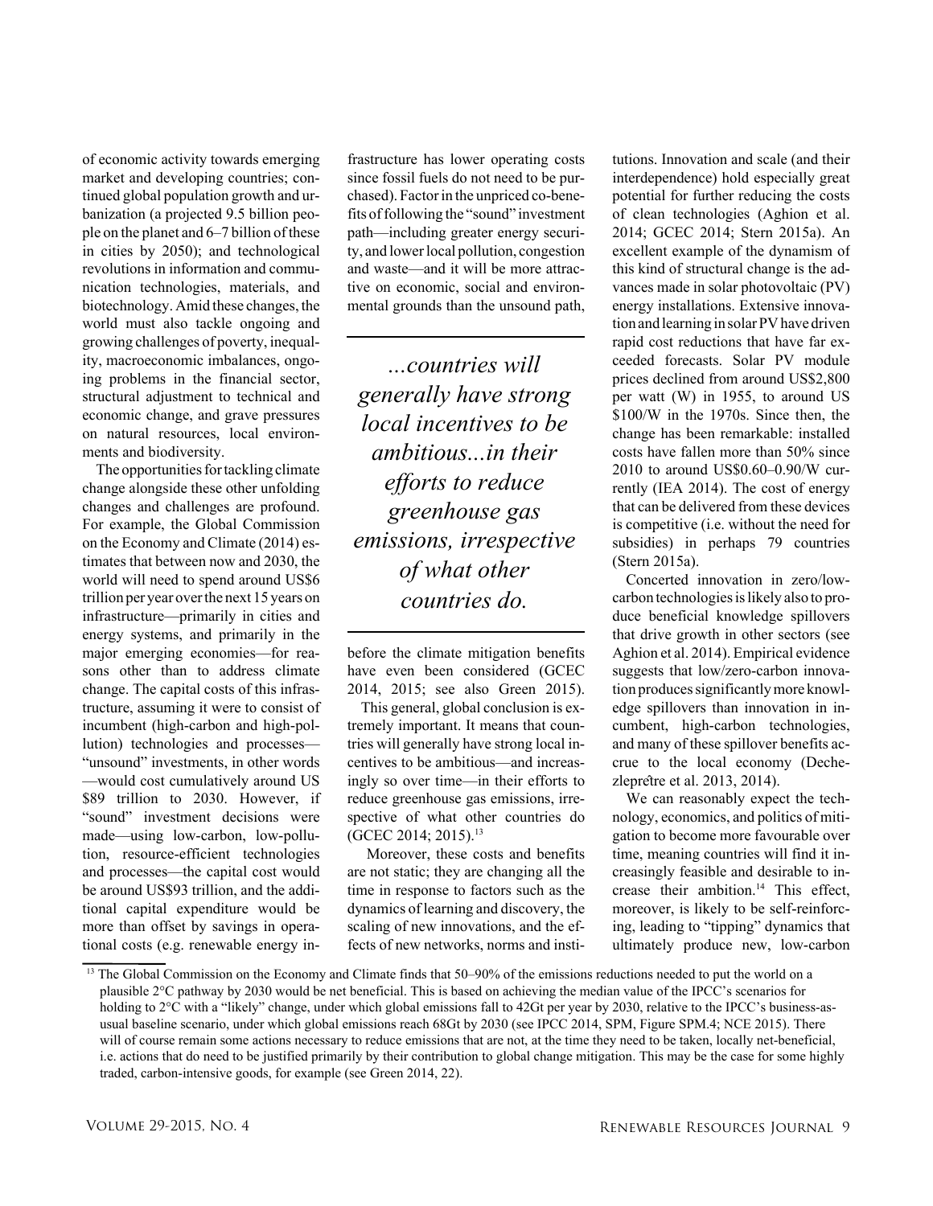of economic activity towards emerging market and developing countries; continued global population growth and urbanization (a projected 9.5 billion people on the planet and 6–7 billion of these in cities by 2050); and technological revolutions in information and communication technologies, materials, and biotechnology. Amid these changes, the world must also tackle ongoing and growing challenges of poverty, inequality, macroeconomic imbalances, ongoing problems in the financial sector, structural adjustment to technical and economic change, and grave pressures on natural resources, local environments and biodiversity.

The opportunities for tackling climate change alongside these other unfolding changes and challenges are profound. For example, the Global Commission on the Economy and Climate (2014) estimates that between now and 2030, the world will need to spend around US$6 trillion per year over the next 15 years on infrastructure—primarily in cities and energy systems, and primarily in the major emerging economies—for reasons other than to address climate change. The capital costs of this infrastructure, assuming it were to consist of incumbent (high-carbon and high-pollution) technologies and processes—"unsound" investments, in other words—would cost cumulatively around US $89 trillion to 2030. However, if "sound" investment decisions were made—using low-carbon, low-pollution, resource-efficient technologies and processes—the capital cost would be around US$93 trillion, and the additional capital expenditure would be more than offset by savings in operational costs (e.g. renewable energy infrastructure has lower operating costs since fossil fuels do not need to be purchased). Factor in the unpriced co-benefits of following the "sound" investment path—including greater energy security, and lower local pollution, congestion and waste—and it will be more attractive on economic, social and environmental grounds than the unsound path, before the climate mitigation benefits have even been considered (GCEC 2014, 2015; see also Green 2015).

> *...countries will generally have strong local incentives to be ambitious...in their efforts to reduce greenhouse gas emissions, irrespective of what other countries do.*

This general, global conclusion is extremely important. It means that countries will generally have strong local incentives to be ambitious—and increasingly so over time—in their efforts to reduce greenhouse gas emissions, irrespective of what other countries do (GCEC 2014; 2015).[13]

Moreover, these costs and benefits are not static; they are changing all the time in response to factors such as the dynamics of learning and discovery, the scaling of new innovations, and the effects of new networks, norms and institutions. Innovation and scale (and their interdependence) hold especially great potential for further reducing the costs of clean technologies (Aghion et al. 2014; GCEC 2014; Stern 2015a). An excellent example of the dynamism of this kind of structural change is the advances made in solar photovoltaic (PV) energy installations. Extensive innovation and learning in solar PV have driven rapid cost reductions that have far exceeded forecasts. Solar PV module prices declined from around US$2,800 per watt (W) in 1955, to around US $100/W in the 1970s. Since then, the change has been remarkable: installed costs have fallen more than 50% since 2010 to around US$0.60–0.90/W currently (IEA 2014). The cost of energy that can be delivered from these devices is competitive (i.e. without the need for subsidies) in perhaps 79 countries (Stern 2015a).

Concerted innovation in zero/low-carbon technologies is likely also to produce beneficial knowledge spillovers that drive growth in other sectors (see Aghion et al. 2014). Empirical evidence suggests that low/zero-carbon innovation produces significantly more knowledge spillovers than innovation in incumbent, high-carbon technologies, and many of these spillover benefits accrue to the local economy (Dechezleprêtre et al. 2013, 2014).

We can reasonably expect the technology, economics, and politics of mitigation to become more favourable over time, meaning countries will find it increasingly feasible and desirable to increase their ambition.[14] This effect, moreover, is likely to be self-reinforcing, leading to "tipping" dynamics that ultimately produce new, low-carbon

---

[13] The Global Commission on the Economy and Climate finds that 50–90% of the emissions reductions needed to put the world on a plausible 2°C pathway by 2030 would be net beneficial. This is based on achieving the median value of the IPCC's scenarios for holding to 2°C with a "likely" change, under which global emissions fall to 42Gt per year by 2030, relative to the IPCC's business-as-usual baseline scenario, under which global emissions reach 68Gt by 2030 (see IPCC 2014, SPM, Figure SPM.4; NCE 2015). There will of course remain some actions necessary to reduce emissions that are not, at the time they need to be taken, locally net-beneficial, i.e. actions that do need to be justified primarily by their contribution to global change mitigation. This may be the case for some highly traded, carbon-intensive goods, for example (see Green 2014, 22).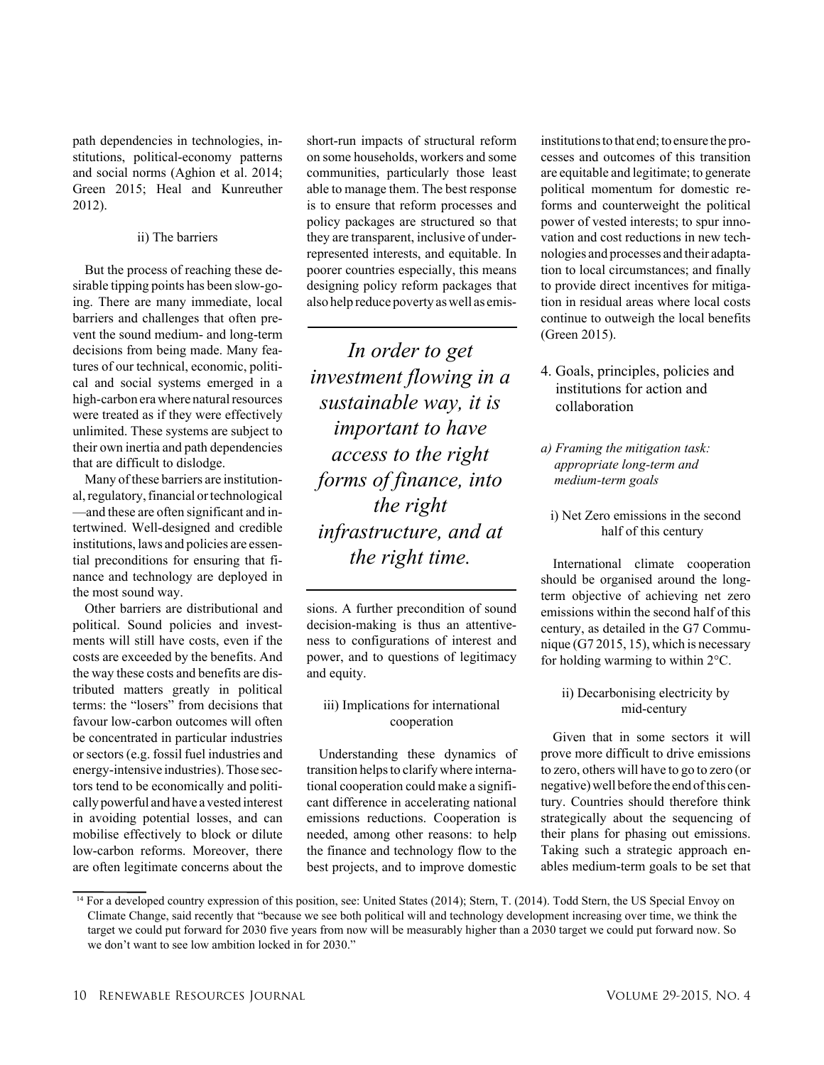path dependencies in technologies, institutions, political-economy patterns and social norms (Aghion et al. 2014; Green 2015; Heal and Kunreuther 2012).

#### ii) The barriers

But the process of reaching these desirable tipping points has been slow-going. There are many immediate, local barriers and challenges that often prevent the sound medium- and long-term decisions from being made. Many features of our technical, economic, political and social systems emerged in a high-carbon era where natural resources were treated as if they were effectively unlimited. These systems are subject to their own inertia and path dependencies that are difficult to dislodge.

Many of these barriers are institutional, regulatory, financial or technological —and these are often significant and intertwined. Well-designed and credible institutions, laws and policies are essential preconditions for ensuring that finance and technology are deployed in the most sound way.

Other barriers are distributional and political. Sound policies and investments will still have costs, even if the costs are exceeded by the benefits. And the way these costs and benefits are distributed matters greatly in political terms: the "losers" from decisions that favour low-carbon outcomes will often be concentrated in particular industries or sectors (e.g. fossil fuel industries and energy-intensive industries). Those sectors tend to be economically and politically powerful and have a vested interest in avoiding potential losses, and can mobilise effectively to block or dilute low-carbon reforms. Moreover, there are often legitimate concerns about the short-run impacts of structural reform on some households, workers and some communities, particularly those least able to manage them. The best response is to ensure that reform processes and policy packages are structured so that they are transparent, inclusive of under-represented interests, and equitable. In poorer countries especially, this means designing policy reform packages that also help reduce poverty as well as emissions. A further precondition of sound decision-making is thus an attentiveness to configurations of interest and power, and to questions of legitimacy and equity.

> *In order to get investment flowing in a sustainable way, it is important to have access to the right forms of finance, into the right infrastructure, and at the right time.*

#### iii) Implications for international cooperation

Understanding these dynamics of transition helps to clarify where international cooperation could make a significant difference in accelerating national emissions reductions. Cooperation is needed, among other reasons: to help the finance and technology flow to the best projects, and to improve domestic institutions to that end; to ensure the processes and outcomes of this transition are equitable and legitimate; to generate political momentum for domestic reforms and counterweight the political power of vested interests; to spur innovation and cost reductions in new technologies and processes and their adaptation to local circumstances; and finally to provide direct incentives for mitigation in residual areas where local costs continue to outweigh the local benefits (Green 2015).

## 4. Goals, principles, policies and institutions for action and collaboration

### *a) Framing the mitigation task: appropriate long-term and medium-term goals*

#### i) Net Zero emissions in the second half of this century

International climate cooperation should be organised around the long-term objective of achieving net zero emissions within the second half of this century, as detailed in the G7 Communique (G7 2015, 15), which is necessary for holding warming to within 2°C.

#### ii) Decarbonising electricity by mid-century

Given that in some sectors it will prove more difficult to drive emissions to zero, others will have to go to zero (or negative) well before the end of this century. Countries should therefore think strategically about the sequencing of their plans for phasing out emissions. Taking such a strategic approach enables medium-term goals to be set that

---

[14] For a developed country expression of this position, see: United States (2014); Stern, T. (2014). Todd Stern, the US Special Envoy on Climate Change, said recently that "because we see both political will and technology development increasing over time, we think the target we could put forward for 2030 five years from now will be measurably higher than a 2030 target we could put forward now. So we don't want to see low ambition locked in for 2030."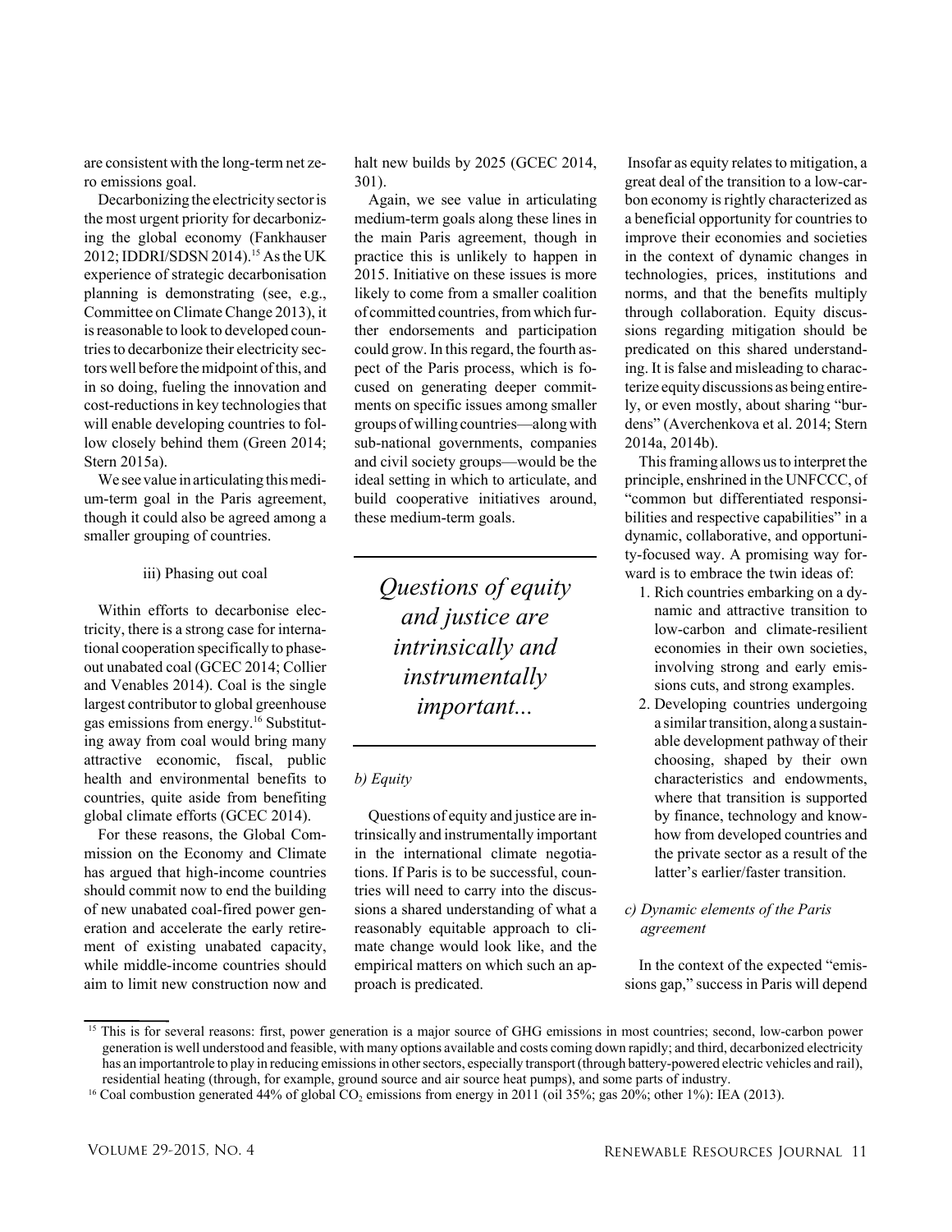are consistent with the long-term net zero emissions goal.

Decarbonizing the electricity sector is the most urgent priority for decarbonizing the global economy (Fankhauser 2012; IDDRI/SDSN 2014).[15] As the UK experience of strategic decarbonisation planning is demonstrating (see, e.g., Committee on Climate Change 2013), it is reasonable to look to developed countries to decarbonize their electricity sectors well before the midpoint of this, and in so doing, fueling the innovation and cost-reductions in key technologies that will enable developing countries to follow closely behind them (Green 2014; Stern 2015a).

We see value in articulating this medium-term goal in the Paris agreement, though it could also be agreed among a smaller grouping of countries.

#### iii) Phasing out coal

Within efforts to decarbonise electricity, there is a strong case for international cooperation specifically to phase-out unabated coal (GCEC 2014; Collier and Venables 2014). Coal is the single largest contributor to global greenhouse gas emissions from energy.[16] Substituting away from coal would bring many attractive economic, fiscal, public health and environmental benefits to countries, quite aside from benefiting global climate efforts (GCEC 2014).

For these reasons, the Global Commission on the Economy and Climate has argued that high-income countries should commit now to end the building of new unabated coal-fired power generation and accelerate the early retirement of existing unabated capacity, while middle-income countries should aim to limit new construction now and halt new builds by 2025 (GCEC 2014, 301).

Again, we see value in articulating medium-term goals along these lines in the main Paris agreement, though in practice this is unlikely to happen in 2015. Initiative on these issues is more likely to come from a smaller coalition of committed countries, from which further endorsements and participation could grow. In this regard, the fourth aspect of the Paris process, which is focused on generating deeper commitments on specific issues among smaller groups of willing countries—along with sub-national governments, companies and civil society groups—would be the ideal setting in which to articulate, and build cooperative initiatives around, these medium-term goals.

> *Questions of equity and justice are intrinsically and instrumentally important...*

### *b) Equity*

Questions of equity and justice are intrinsically and instrumentally important in the international climate negotiations. If Paris is to be successful, countries will need to carry into the discussions a shared understanding of what a reasonably equitable approach to climate change would look like, and the empirical matters on which such an approach is predicated.

Insofar as equity relates to mitigation, a great deal of the transition to a low-carbon economy is rightly characterized as a beneficial opportunity for countries to improve their economies and societies in the context of dynamic changes in technologies, prices, institutions and norms, and that the benefits multiply through collaboration. Equity discussions regarding mitigation should be predicated on this shared understanding. It is false and misleading to characterize equity discussions as being entirely, or even mostly, about sharing "burdens" (Averchenkova et al. 2014; Stern 2014a, 2014b).

This framing allows us to interpret the principle, enshrined in the UNFCCC, of "common but differentiated responsibilities and respective capabilities" in a dynamic, collaborative, and opportunity-focused way. A promising way forward is to embrace the twin ideas of:

1. Rich countries embarking on a dynamic and attractive transition to low-carbon and climate-resilient economies in their own societies, involving strong and early emissions cuts, and strong examples.
2. Developing countries undergoing a similar transition, along a sustainable development pathway of their choosing, shaped by their own characteristics and endowments, where that transition is supported by finance, technology and know-how from developed countries and the private sector as a result of the latter's earlier/faster transition.

### *c) Dynamic elements of the Paris agreement*

In the context of the expected "emissions gap," success in Paris will depend

---

[15] This is for several reasons: first, power generation is a major source of GHG emissions in most countries; second, low-carbon power generation is well understood and feasible, with many options available and costs coming down rapidly; and third, decarbonized electricity has an importantrole to play in reducing emissions in other sectors, especially transport (through battery-powered electric vehicles and rail), residential heating (through, for example, ground source and air source heat pumps), and some parts of industry.

[16] Coal combustion generated 44% of global $CO_2$ emissions from energy in 2011 (oil 35%; gas 20%; other 1%): IEA (2013).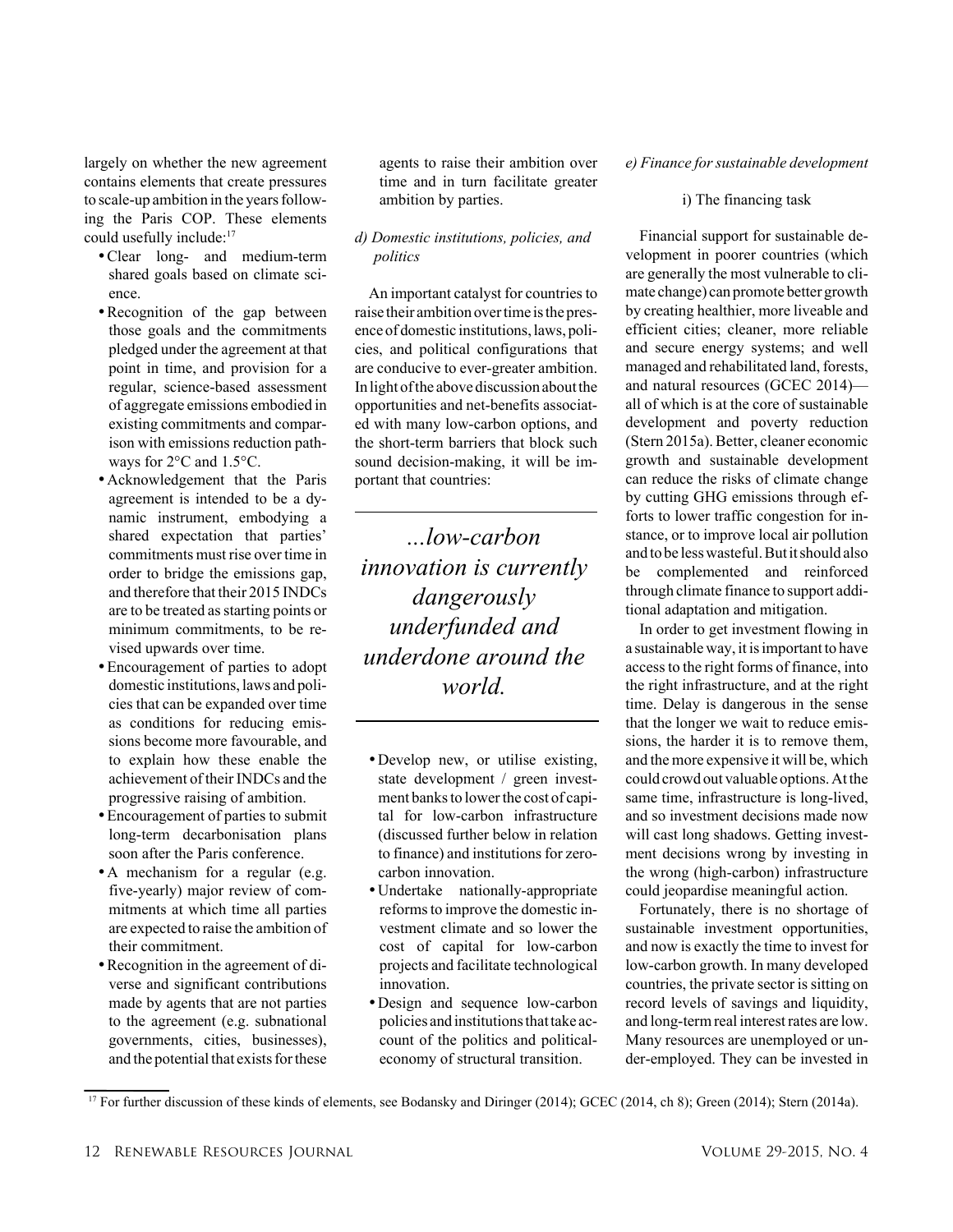largely on whether the new agreement contains elements that create pressures to scale-up ambition in the years following the Paris COP. These elements could usefully include:[17]

- Clear long- and medium-term shared goals based on climate science.
- Recognition of the gap between those goals and the commitments pledged under the agreement at that point in time, and provision for a regular, science-based assessment of aggregate emissions embodied in existing commitments and comparison with emissions reduction pathways for 2°C and 1.5°C.
- Acknowledgement that the Paris agreement is intended to be a dynamic instrument, embodying a shared expectation that parties' commitments must rise over time in order to bridge the emissions gap, and therefore that their 2015 INDCs are to be treated as starting points or minimum commitments, to be revised upwards over time.
- Encouragement of parties to adopt domestic institutions, laws and policies that can be expanded over time as conditions for reducing emissions become more favourable, and to explain how these enable the achievement of their INDCs and the progressive raising of ambition.
- Encouragement of parties to submit long-term decarbonisation plans soon after the Paris conference.
- A mechanism for a regular (e.g. five-yearly) major review of commitments at which time all parties are expected to raise the ambition of their commitment.
- Recognition in the agreement of diverse and significant contributions made by agents that are not parties to the agreement (e.g. subnational governments, cities, businesses), and the potential that exists for these agents to raise their ambition over time and in turn facilitate greater ambition by parties.

*d) Domestic institutions, policies, and politics*

An important catalyst for countries to raise their ambition over time is the presence of domestic institutions, laws, policies, and political configurations that are conducive to ever-greater ambition. In light of the above discussion about the opportunities and net-benefits associated with many low-carbon options, and the short-term barriers that block such sound decision-making, it will be important that countries:

> *...low-carbon innovation is currently dangerously underfunded and underdone around the world.*

- Develop new, or utilise existing, state development / green investment banks to lower the cost of capital for low-carbon infrastructure (discussed further below in relation to finance) and institutions for zero-carbon innovation.
- Undertake nationally-appropriate reforms to improve the domestic investment climate and so lower the cost of capital for low-carbon projects and facilitate technological innovation.
- Design and sequence low-carbon policies and institutions that take account of the politics and political-economy of structural transition.

*e) Finance for sustainable development*

i) The financing task

Financial support for sustainable development in poorer countries (which are generally the most vulnerable to climate change) can promote better growth by creating healthier, more liveable and efficient cities; cleaner, more reliable and secure energy systems; and well managed and rehabilitated land, forests, and natural resources (GCEC 2014)—all of which is at the core of sustainable development and poverty reduction (Stern 2015a). Better, cleaner economic growth and sustainable development can reduce the risks of climate change by cutting GHG emissions through efforts to lower traffic congestion for instance, or to improve local air pollution and to be less wasteful. But it should also be complemented and reinforced through climate finance to support additional adaptation and mitigation.

In order to get investment flowing in a sustainable way, it is important to have access to the right forms of finance, into the right infrastructure, and at the right time. Delay is dangerous in the sense that the longer we wait to reduce emissions, the harder it is to remove them, and the more expensive it will be, which could crowd out valuable options. At the same time, infrastructure is long-lived, and so investment decisions made now will cast long shadows. Getting investment decisions wrong by investing in the wrong (high-carbon) infrastructure could jeopardise meaningful action.

Fortunately, there is no shortage of sustainable investment opportunities, and now is exactly the time to invest for low-carbon growth. In many developed countries, the private sector is sitting on record levels of savings and liquidity, and long-term real interest rates are low. Many resources are unemployed or under-employed. They can be invested in

[17] For further discussion of these kinds of elements, see Bodansky and Diringer (2014); GCEC (2014, ch 8); Green (2014); Stern (2014a).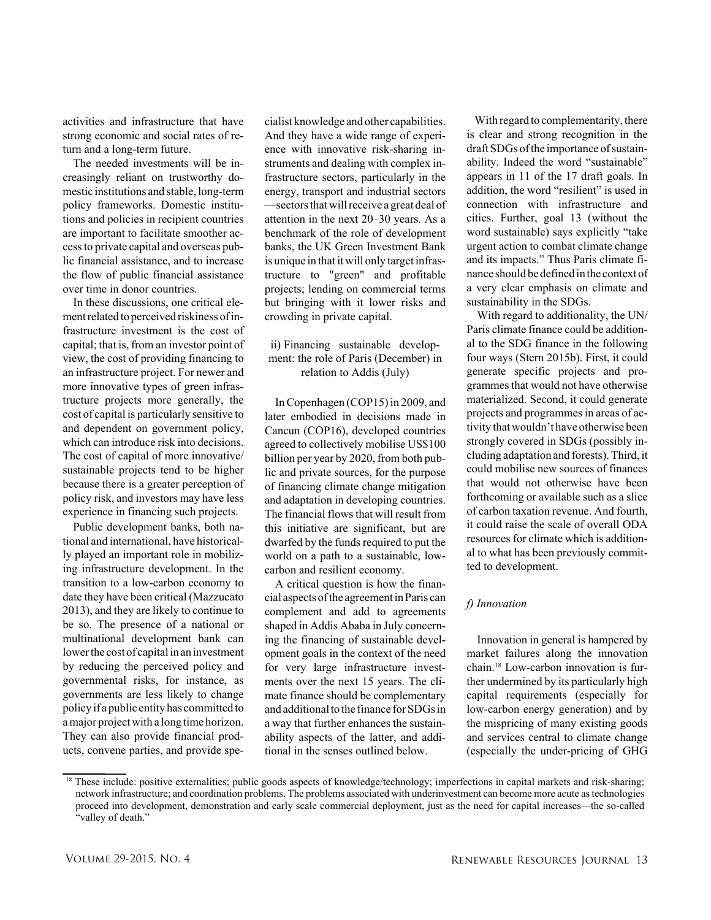activities and infrastructure that have strong economic and social rates of return and a long-term future.

The needed investments will be increasingly reliant on trustworthy domestic institutions and stable, long-term policy frameworks. Domestic institutions and policies in recipient countries are important to facilitate smoother access to private capital and overseas public financial assistance, and to increase the flow of public financial assistance over time in donor countries.

In these discussions, one critical element related to perceived riskiness of infrastructure investment is the cost of capital; that is, from an investor point of view, the cost of providing financing to an infrastructure project. For newer and more innovative types of green infrastructure projects more generally, the cost of capital is particularly sensitive to and dependent on government policy, which can introduce risk into decisions. The cost of capital of more innovative/sustainable projects tend to be higher because there is a greater perception of policy risk, and investors may have less experience in financing such projects.

Public development banks, both national and international, have historically played an important role in mobilizing infrastructure development. In the transition to a low-carbon economy to date they have been critical (Mazzucato 2013), and they are likely to continue to be so. The presence of a national or multinational development bank can lower the cost of capital in an investment by reducing the perceived policy and governmental risks, for instance, as governments are less likely to change policy if a public entity has committed to a major project with a long time horizon. They can also provide financial products, convene parties, and provide specialist knowledge and other capabilities. And they have a wide range of experience with innovative risk-sharing instruments and dealing with complex infrastructure sectors, particularly in the energy, transport and industrial sectors—sectors that will receive a great deal of attention in the next 20–30 years. As a benchmark of the role of development banks, the UK Green Investment Bank is unique in that it will only target infrastructure to "green" and profitable projects; lending on commercial terms but bringing with it lower risks and crowding in private capital.

### ii) Financing sustainable development: the role of Paris (December) in relation to Addis (July)

In Copenhagen (COP15) in 2009, and later embodied in decisions made in Cancun (COP16), developed countries agreed to collectively mobilise US$100 billion per year by 2020, from both public and private sources, for the purpose of financing climate change mitigation and adaptation in developing countries. The financial flows that will result from this initiative are significant, but are dwarfed by the funds required to put the world on a path to a sustainable, low-carbon and resilient economy.

A critical question is how the financial aspects of the agreement in Paris can complement and add to agreements shaped in Addis Ababa in July concerning the financing of sustainable development goals in the context of the need for very large infrastructure investments over the next 15 years. The climate finance should be complementary and additional to the finance for SDGs in a way that further enhances the sustainability aspects of the latter, and additional in the senses outlined below.

With regard to complementarity, there is clear and strong recognition in the draft SDGs of the importance of sustainability. Indeed the word "sustainable" appears in 11 of the 17 draft goals. In addition, the word "resilient" is used in connection with infrastructure and cities. Further, goal 13 (without the word sustainable) says explicitly "take urgent action to combat climate change and its impacts." Thus Paris climate finance should be defined in the context of a very clear emphasis on climate and sustainability in the SDGs.

With regard to additionality, the UN/Paris climate finance could be additional to the SDG finance in the following four ways (Stern 2015b). First, it could generate specific projects and programmes that would not have otherwise materialized. Second, it could generate projects and programmes in areas of activity that wouldn't have otherwise been strongly covered in SDGs (possibly including adaptation and forests). Third, it could mobilise new sources of finances that would not otherwise have been forthcoming or available such as a slice of carbon taxation revenue. And fourth, it could raise the scale of overall ODA resources for climate which is additional to what has been previously committed to development.

### *f) Innovation*

Innovation in general is hampered by market failures along the innovation chain.[18] Low-carbon innovation is further undermined by its particularly high capital requirements (especially for low-carbon energy generation) and by the mispricing of many existing goods and services central to climate change (especially the under-pricing of GHG

[18] These include: positive externalities; public goods aspects of knowledge/technology; imperfections in capital markets and risk-sharing; network infrastructure; and coordination problems. The problems associated with underinvestment can become more acute as technologies proceed into development, demonstration and early scale commercial deployment, just as the need for capital increases—the so-called "valley of death."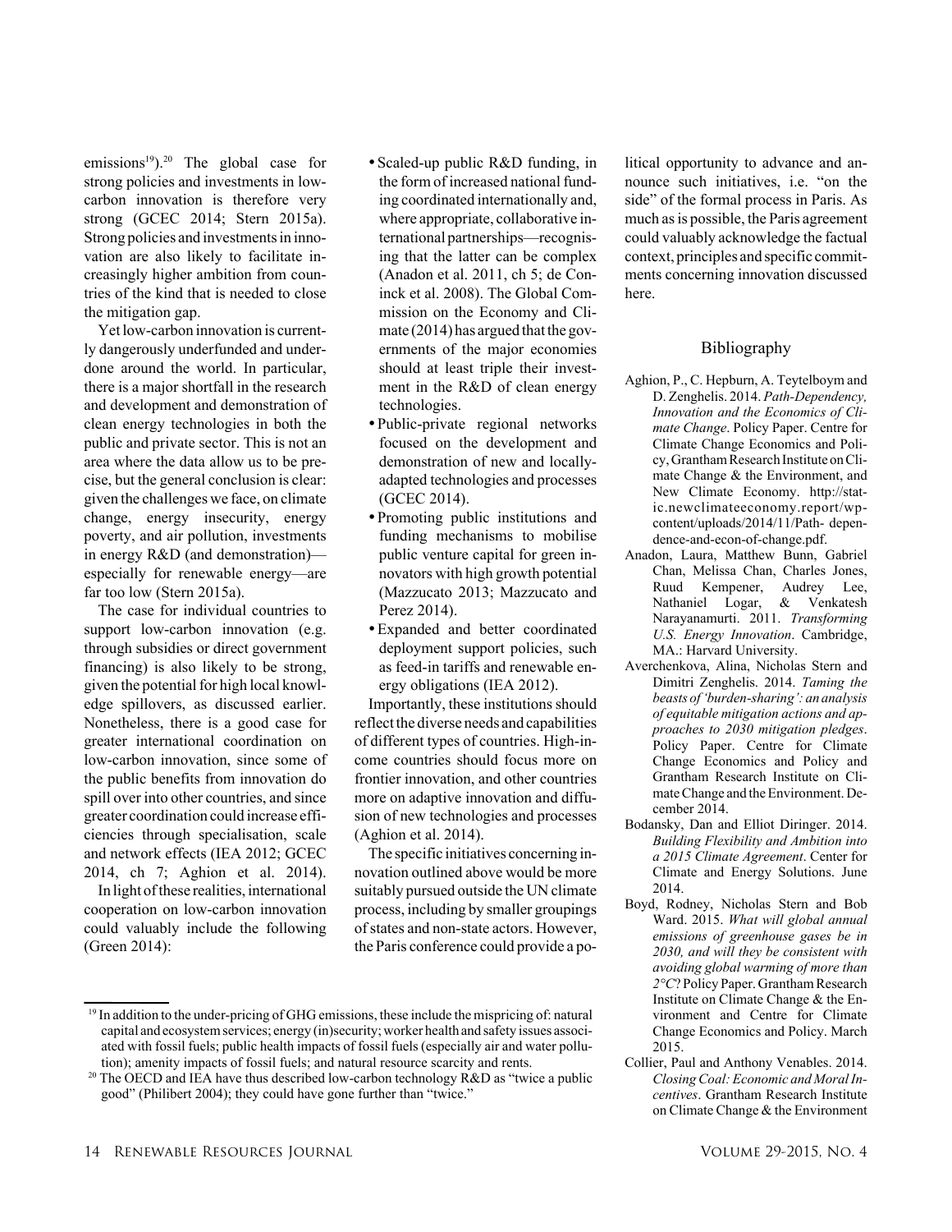emissions[19]).[20] The global case for strong policies and investments in low-carbon innovation is therefore very strong (GCEC 2014; Stern 2015a). Strong policies and investments in innovation are also likely to facilitate increasingly higher ambition from countries of the kind that is needed to close the mitigation gap.

Yet low-carbon innovation is currently dangerously underfunded and underdone around the world. In particular, there is a major shortfall in the research and development and demonstration of clean energy technologies in both the public and private sector. This is not an area where the data allow us to be precise, but the general conclusion is clear: given the challenges we face, on climate change, energy insecurity, energy poverty, and air pollution, investments in energy R&D (and demonstration)—especially for renewable energy—are far too low (Stern 2015a).

The case for individual countries to support low-carbon innovation (e.g. through subsidies or direct government financing) is also likely to be strong, given the potential for high local knowledge spillovers, as discussed earlier. Nonetheless, there is a good case for greater international coordination on low-carbon innovation, since some of the public benefits from innovation do spill over into other countries, and since greater coordination could increase efficiencies through specialisation, scale and network effects (IEA 2012; GCEC 2014, ch 7; Aghion et al. 2014).

In light of these realities, international cooperation on low-carbon innovation could valuably include the following (Green 2014):

- Scaled-up public R&D funding, in the form of increased national funding coordinated internationally and, where appropriate, collaborative international partnerships—recognising that the latter can be complex (Anadon et al. 2011, ch 5; de Coninck et al. 2008). The Global Commission on the Economy and Climate (2014) has argued that the governments of the major economies should at least triple their investment in the R&D of clean energy technologies.
- Public-private regional networks focused on the development and demonstration of new and locally-adapted technologies and processes (GCEC 2014).
- Promoting public institutions and funding mechanisms to mobilise public venture capital for green innovators with high growth potential (Mazzucato 2013; Mazzucato and Perez 2014).
- Expanded and better coordinated deployment support policies, such as feed-in tariffs and renewable energy obligations (IEA 2012).

Importantly, these institutions should reflect the diverse needs and capabilities of different types of countries. High-income countries should focus more on frontier innovation, and other countries more on adaptive innovation and diffusion of new technologies and processes (Aghion et al. 2014).

The specific initiatives concerning innovation outlined above would be more suitably pursued outside the UN climate process, including by smaller groupings of states and non-state actors. However, the Paris conference could provide a political opportunity to advance and announce such initiatives, i.e. "on the side" of the formal process in Paris. As much as is possible, the Paris agreement could valuably acknowledge the factual context, principles and specific commitments concerning innovation discussed here.

## Bibliography

Aghion, P., C. Hepburn, A. Teytelboym and D. Zenghelis. 2014. *Path-Dependency, Innovation and the Economics of Climate Change*. Policy Paper. Centre for Climate Change Economics and Policy, Grantham Research Institute on Climate Change & the Environment, and New Climate Economy. http://static.newclimateeconomy.report/wp-content/uploads/2014/11/Path- dependence-and-econ-of-change.pdf.

Anadon, Laura, Matthew Bunn, Gabriel Chan, Melissa Chan, Charles Jones, Ruud Kempener, Audrey Lee, Nathaniel Logar, & Venkatesh Narayanamurti. 2011. *Transforming U.S. Energy Innovation*. Cambridge, MA.: Harvard University.

Averchenkova, Alina, Nicholas Stern and Dimitri Zenghelis. 2014. *Taming the beasts of 'burden-sharing': an analysis of equitable mitigation actions and approaches to 2030 mitigation pledges*. Policy Paper. Centre for Climate Change Economics and Policy and Grantham Research Institute on Climate Change and the Environment. December 2014.

Bodansky, Dan and Elliot Diringer. 2014. *Building Flexibility and Ambition into a 2015 Climate Agreement*. Center for Climate and Energy Solutions. June 2014.

Boyd, Rodney, Nicholas Stern and Bob Ward. 2015. *What will global annual emissions of greenhouse gases be in 2030, and will they be consistent with avoiding global warming of more than 2°C?* Policy Paper. Grantham Research Institute on Climate Change & the Environment and Centre for Climate Change Economics and Policy. March 2015.

Collier, Paul and Anthony Venables. 2014. *Closing Coal: Economic and Moral Incentives*. Grantham Research Institute on Climate Change & the Environment

---

[19] In addition to the under-pricing of GHG emissions, these include the mispricing of: natural capital and ecosystem services; energy (in)security; worker health and safety issues associated with fossil fuels; public health impacts of fossil fuels (especially air and water pollution); amenity impacts of fossil fuels; and natural resource scarcity and rents.

[20] The OECD and IEA have thus described low-carbon technology R&D as "twice a public good" (Philibert 2004); they could have gone further than "twice."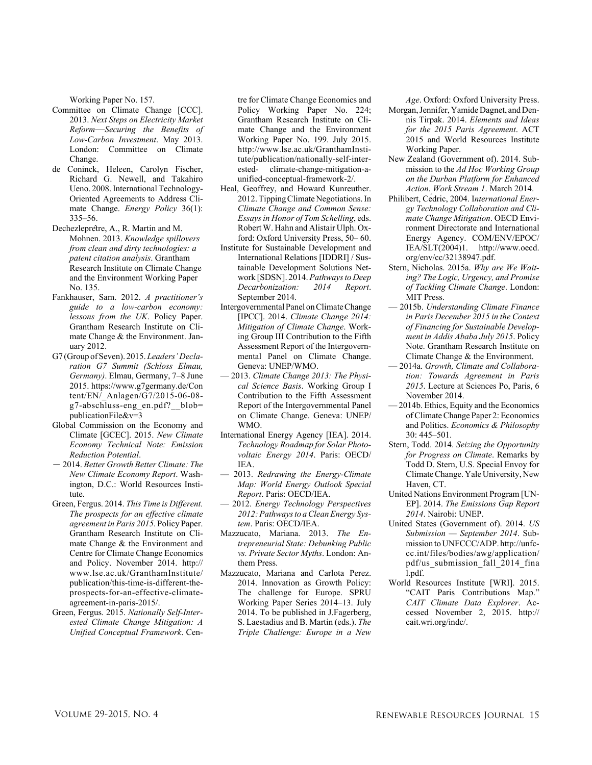Working Paper No. 157.

Committee on Climate Change [CCC]. 2013. *Next Steps on Electricity Market Reform—Securing the Benefits of Low-Carbon Investment*. May 2013. London: Committee on Climate Change.

de Coninck, Heleen, Carolyn Fischer, Richard G. Newell, and Takahiro Ueno. 2008. International Technology-Oriented Agreements to Address Climate Change. *Energy Policy* 36(1): 335–56.

Dechezleprêtre, A., R. Martin and M. Mohnen. 2013. *Knowledge spillovers from clean and dirty technologies: a patent citation analysis*. Grantham Research Institute on Climate Change and the Environment Working Paper No. 135.

Fankhauser, Sam. 2012. *A practitioner's guide to a low-carbon economy: lessons from the UK*. Policy Paper. Grantham Research Institute on Climate Change & the Environment. January 2012.

G7 (Group of Seven). 2015. *Leaders' Declaration G7 Summit (Schloss Elmau, Germany)*. Elmau, Germany, 7–8 June 2015. https://www.g7germany.de/Content/EN/_Anlagen/G7/2015-06-08-g7-abschluss-eng_en.pdf?__blob=publicationFile&v=3

Global Commission on the Economy and Climate [GCEC]. 2015. *New Climate Economy Technical Note: Emission Reduction Potential*.

— 2014. *Better Growth Better Climate: The New Climate Economy Report*. Washington, D.C.: World Resources Institute.

Green, Fergus. 2014. *This Time is Different. The prospects for an effective climate agreement in Paris 2015*. Policy Paper. Grantham Research Institute on Climate Change & the Environment and Centre for Climate Change Economics and Policy. November 2014. http://www.lse.ac.uk/GranthamInstitute/publication/this-time-is-different-the-prospects-for-an-effective-climate-agreement-in-paris-2015/.

Green, Fergus. 2015. *Nationally Self-Interested Climate Change Mitigation: A Unified Conceptual Framework*. Centre for Climate Change Economics and Policy Working Paper No. 224; Grantham Research Institute on Climate Change and the Environment Working Paper No. 199. July 2015. http://www.lse.ac.uk/GranthamInstitute/publication/nationally-self-interested- climate-change-mitigation-a-unified-conceptual-framework-2/.

Heal, Geoffrey, and Howard Kunreuther. 2012. Tipping Climate Negotiations. In *Climate Change and Common Sense: Essays in Honor of Tom Schelling*, eds. Robert W. Hahn and Alistair Ulph. Oxford: Oxford University Press, 50– 60.

Institute for Sustainable Development and International Relations [IDDRI] / Sustainable Development Solutions Network [SDSN]. 2014. *Pathways to Deep Decarbonization: 2014 Report*. September 2014.

Intergovernmental Panel on Climate Change [IPCC]. 2014. *Climate Change 2014: Mitigation of Climate Change*. Working Group III Contribution to the Fifth Assessment Report of the Intergovernmental Panel on Climate Change. Geneva: UNEP/WMO.

— 2013. *Climate Change 2013: The Physical Science Basis*. Working Group I Contribution to the Fifth Assessment Report of the Intergovernmental Panel on Climate Change. Geneva: UNEP/WMO.

International Energy Agency [IEA]. 2014. *Technology Roadmap for Solar Photovoltaic Energy 2014*. Paris: OECD/IEA.

— 2013. *Redrawing the Energy-Climate Map: World Energy Outlook Special Report*. Paris: OECD/IEA.

— 2012. *Energy Technology Perspectives 2012: Pathways to a Clean Energy System*. Paris: OECD/IEA.

Mazzucato, Mariana. 2013. *The Entrepreneurial State: Debunking Public vs. Private Sector Myths*. London: Anthem Press.

Mazzucato, Mariana and Carlota Perez. 2014. Innovation as Growth Policy: The challenge for Europe. SPRU Working Paper Series 2014–13. July 2014. To be published in J.Fagerberg, S. Laestadius and B. Martin (eds.). *The Triple Challenge: Europe in a New Age*. Oxford: Oxford University Press.

Morgan, Jennifer, Yamide Dagnet, and Dennis Tirpak. 2014. *Elements and Ideas for the 2015 Paris Agreement*. ACT 2015 and World Resources Institute Working Paper.

New Zealand (Government of). 2014. Submission to the *Ad Hoc Working Group on the Durban Platform for Enhanced Action*. *Work Stream 1*. March 2014.

Philibert, Cédric, 2004. *International Energy Technology Collaboration and Climate Change Mitigation*. OECD Environment Directorate and International Energy Agency. COM/ENV/EPOC/IEA/SLT(2004)1. http://www.oecd.org/env/cc/32138947.pdf.

Stern, Nicholas. 2015a. *Why are We Waiting? The Logic, Urgency, and Promise of Tackling Climate Change*. London: MIT Press.

— 2015b. *Understanding Climate Finance in Paris December 2015 in the Context of Financing for Sustainable Development in Addis Ababa July 2015*. Policy Note. Grantham Research Institute on Climate Change & the Environment.

— 2014a. *Growth, Climate and Collaboration: Towards Agreement in Paris 2015*. Lecture at Sciences Po, Paris, 6 November 2014.

— 2014b. Ethics, Equity and the Economics of Climate Change Paper 2: Economics and Politics. *Economics & Philosophy* 30: 445–501.

Stern, Todd. 2014. *Seizing the Opportunity for Progress on Climate*. Remarks by Todd D. Stern, U.S. Special Envoy for Climate Change. Yale University, New Haven, CT.

United Nations Environment Program [UNEP]. 2014. *The Emissions Gap Report 2014*. Nairobi: UNEP.

United States (Government of). 2014. *US Submission — September 2014*. Submission to UNFCCC/ADP. http://unfccc.int/files/bodies/awg/application/pdf/us_submission_fall_2014_final.pdf.

World Resources Institute [WRI]. 2015. "CAIT Paris Contributions Map." *CAIT Climate Data Explorer*. Accessed November 2, 2015. http://cait.wri.org/indc/.